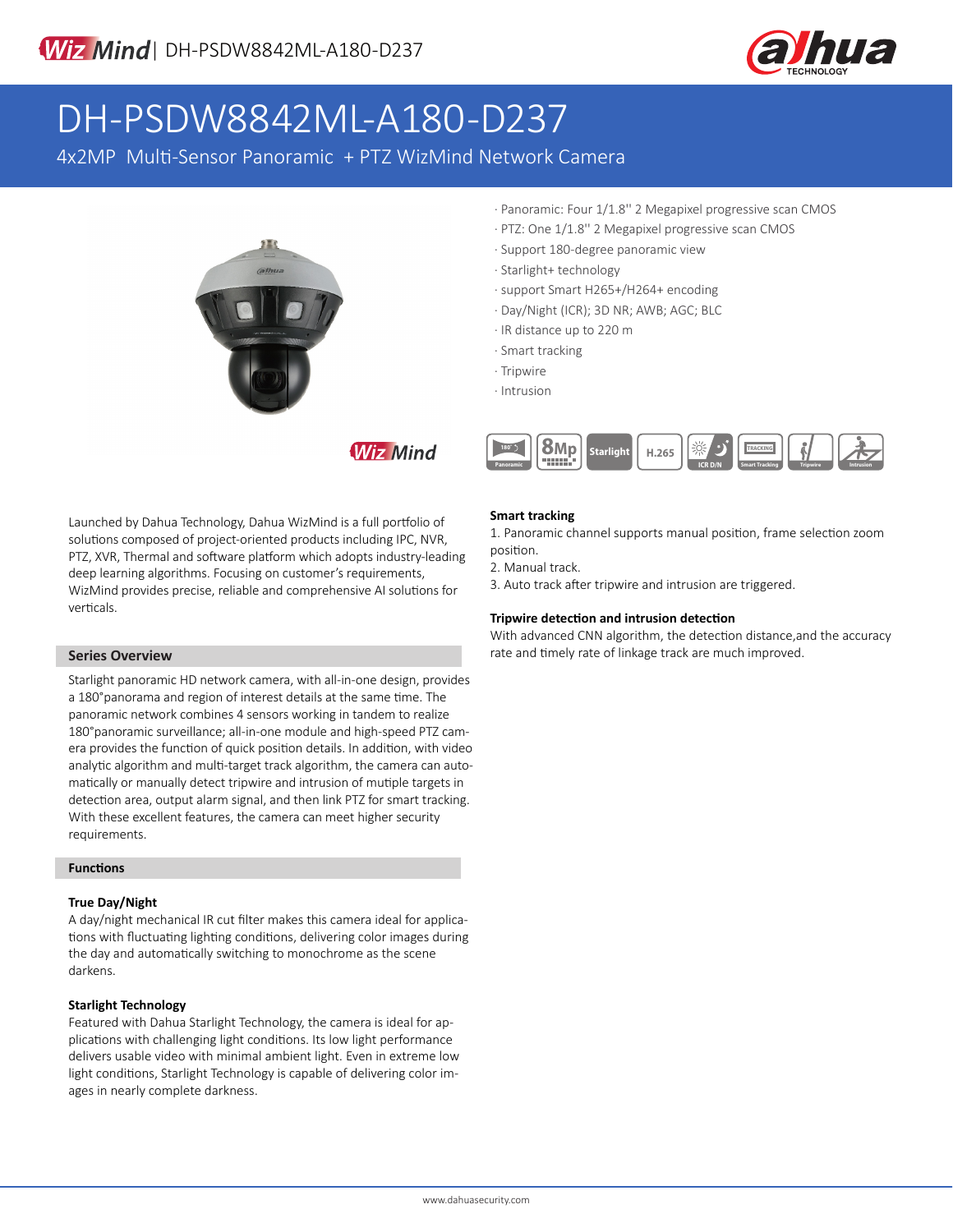# DH-PSDW8842ML-A180-D237

## 4x2MP Multi-Sensor Panoramic + PTZ WizMind Network Camera

- Panoramic: Four 1/1.8'' 2 Megapixel progressive scan CMOS
- PTZ: One 1/1.8'' 2 Megapixel progressive scan CMOS
- Support 180-degree panoramic view
- Starlight+ technology
- support Smart H265+/H264+ encoding
- Day/Night (ICR); 3D NR; AWB; AGC; BLC
- IR distance up to 220 m
- Smart tracking
- Tripwire
- Intrusion

Launched by Dahua Technology, Dahua WizMind is a full portfolio of solutions composed of project-oriented products including IPC, NVR, PTZ, XVR, Thermal and software platform which adopts industry-leading deep learning algorithms. Focusing on customer's requirements, WizMind provides precise, reliable and comprehensive AI solutions for verticals.

### Series Overview

Starlight panoramic HD network camera, with all-in-one design, provides a 180°panorama and region of interest details at the same time. The panoramic network combines 4 sensors working in tandem to realize 180°panoramic surveillance; all-in-one module and high-speed PTZ camera provides the function of quick position details. In addition, with video analytic algorithm and multi-target track algorithm, the camera can automatically or manually detect tripwire and intrusion of mutiple targets in detection area, output alarm signal, and then link PTZ for smart tracking. With these excellent features, the camera can meet higher security requirements.

### Functions

**True Day/Night**

A day/night mechanical IR cut filter makes this camera ideal for applications with fluctuating lighting conditions, delivering color images during the day and automatically switching to monochrome as the scene darkens.

**Starlight Technology**

Featured with Dahua Starlight Technology, the camera is ideal for applications with challenging light conditions. Its low light performance delivers usable video with minimal ambient light. Even in extreme low light conditions, Starlight Technology is capable of delivering color images in nearly complete darkness.

**Smart tracking**

1. Panoramic channel supports manual position, frame selection zoom position.
2. Manual track.
3. Auto track after tripwire and intrusion are triggered.

**Tripwire detection and intrusion detection**

With advanced CNN algorithm, the detection distance,and the accuracy rate and timely rate of linkage track are much improved.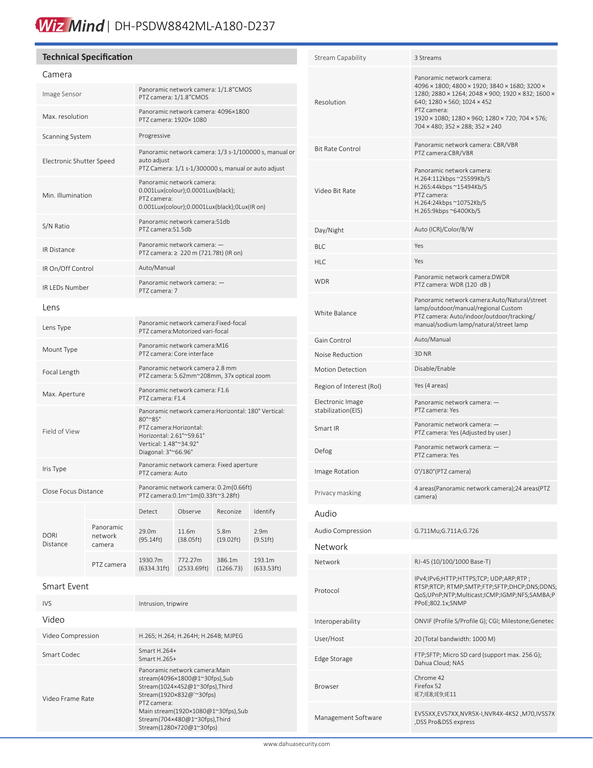# WizMind | DH-PSDW8842ML-A180-D237

## Technical Specification

### Camera

| | |
|---|---|
| Image Sensor | Panoramic network camera: 1/1.8"CMOS<br>PTZ camera: 1/1.8"CMOS |
| Max. resolution | Panoramic network camera: 4096×1800<br>PTZ camera: 1920× 1080 |
| Scanning System | Progressive |
| Electronic Shutter Speed | Panoramic network camera: 1/3 s-1/100000 s, manual or auto adjust<br>PTZ Camera: 1/1 s-1/300000 s, manual or auto adjust |
| Min. Illumination | Panoramic network camera:<br>0.001Lux(colour);0.0001Lux(black);<br>PTZ camera:<br>0.001Lux(colour);0.0001Lux(black);0Lux(IR on) |
| S/N Ratio | Panoramic network camera:51db<br>PTZ camera:51.5db |
| IR Distance | Panoramic network camera: —<br>PTZ camera: ≥ 220 m (721.78t) (IR on) |
| IR On/Off Control | Auto/Manual |
| IR LEDs Number | Panoramic network camera: —<br>PTZ camera: 7 |

### Lens

| | |
|---|---|
| Lens Type | Panoramic network camera:Fixed-focal<br>PTZ camera:Motorized vari-focal |
| Mount Type | Panoramic network camera:M16<br>PTZ camera: Core interface |
| Focal Length | Panoramic network camera 2.8 mm<br>PTZ camera: 5.62mm~208mm, 37x optical zoom |
| Max. Aperture | Panoramic network camera: F1.6<br>PTZ camera: F1.4 |
| Field of View | Panoramic network camera:Horizontal: 180° Vertical: 80°~85°<br>PTZ camera:Horizontal:<br>Horizontal: 2.61°~59.61°<br>Vertical: 1.48°~34.92°<br>Diagonal: 3°~66.96° |
| Iris Type | Panoramic network camera: Fixed aperture<br>PTZ camera: Auto |
| Close Focus Distance | Panoramic network camera: 0.2m(0.66ft)<br>PTZ camera:0.1m~1m(0.33ft~3.28ft) |

| DORI Distance | | Detect | Observe | Reconize | Identify |
|---|---|---|---|---|---|
| | Panoramic network camera | 29.0m (95.14ft) | 11.6m (38.05ft) | 5.8m (19.02ft) | 2.9m (9.51ft) |
| | PTZ camera | 1930.7m (6334.31ft) | 772.27m (2533.69ft) | 386.1m (1266.73) | 193.1m (633.53ft) |

### Smart Event

| | |
|---|---|
| IVS | Intrusion, tripwire |

### Video

| | |
|---|---|
| Video Compression | H.265; H.264; H.264H; H.264B; MJPEG |
| Smart Codec | Smart H.264+<br>Smart H.265+ |
| Video Frame Rate | Panoramic network camera:Main stream(4096×1800@1~30fps),Sub Stream(1024×452@1~30fps),Third Stream(1920×832@`~30fps)<br>PTZ camera:<br>Main stream(1920×1080@1~30fps),Sub Stream(704×480@1~30fps),Third Stream(1280×720@1~30fps) |
| Stream Capability | 3 Streams |
| Resolution | Panoramic network camera:<br>4096 × 1800; 4800 × 1920; 3840 × 1680; 3200 × 1280; 2880 × 1264; 2048 × 900; 1920 × 832; 1600 × 640; 1280 × 560; 1024 × 452<br>PTZ camera:<br>1920 × 1080; 1280 × 960; 1280 × 720; 704 × 576; 704 × 480; 352 × 288; 352 × 240 |
| Bit Rate Control | Panoramic network camera: CBR/VBR<br>PTZ camera:CBR/VBR |
| Video Bit Rate | Panoramic network camera:<br>H.264:112kbps ~25599Kb/S<br>H.265:44kbps ~15494Kb/S<br>PTZ camera:<br>H.264:24kbps ~10752Kb/S<br>H.265:9kbps ~6400Kb/S |
| Day/Night | Auto (ICR)/Color/B/W |
| BLC | Yes |
| HLC | Yes |
| WDR | Panoramic network camera:DWDR<br>PTZ camera: WDR (120 dB ) |
| White Balance | Panoramic network camera:Auto/Natural/street lamp/outdoor/manual/regional Custom<br>PTZ camera: Auto/indoor/outdoor/tracking/manual/sodium lamp/natural/street lamp |
| Gain Control | Auto/Manual |
| Noise Reduction | 3D NR |
| Motion Detection | Disable/Enable |
| Region of Interest (RoI) | Yes (4 areas) |
| Electronic Image stabilization(EIS) | Panoramic network camera: —<br>PTZ camera: Yes |
| Smart IR | Panoramic network camera: —<br>PTZ camera: Yes (Adjusted by user.) |
| Defog | Panoramic network camera: —<br>PTZ camera: Yes |
| Image Rotation | 0°/180°(PTZ camera) |
| Privacy masking | 4 areas(Panoramic network camera);24 areas(PTZ camera) |

### Audio

| | |
|---|---|
| Audio Compression | G.711Mu;G.711A;G.726 |

### Network

| | |
|---|---|
| Network | RJ-45 (10/100/1000 Base-T) |
| Protocol | IPv4;IPv6;HTTP;HTTPS;TCP; UDP;ARP;RTP ; RTSP;RTCP; RTMP;SMTP;FTP;SFTP;DHCP;DNS;DDNS; QoS;UPnP;NTP;Multicast;ICMP;IGMP;NFS;SAMBA;PPPoE;802.1x;SNMP |
| Interoperability | ONVIF (Profile S/Profile G); CGI; Milestone;Genetec |
| User/Host | 20 (Total bandwidth: 1000 M) |
| Edge Storage | FTP;SFTP; Micro SD card (support max. 256 G); Dahua Cloud; NAS |
| Browser | Chrome 42<br>Firefox 52<br>IE7;IE8;IE9;IE11 |
| Management Software | EVS5XX,EVS7XX,NVR5X-I,NVR4X-4KS2 ,M70,IVSS7X ,DSS Pro&DSS express |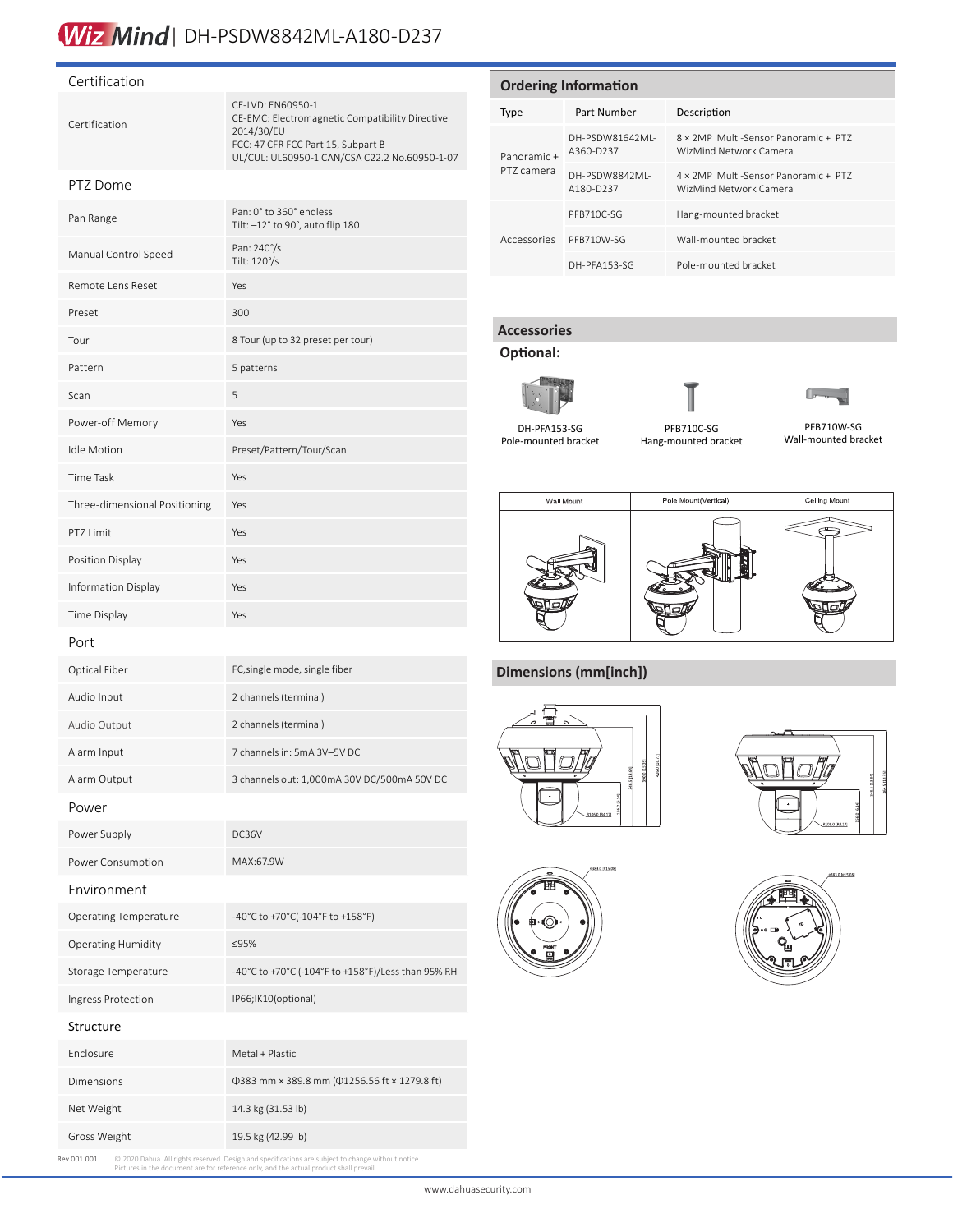# WizMind | DH-PSDW8842ML-A180-D237

## Certification

| | |
|---|---|
| Certification | CE-LVD: EN60950-1<br>CE-EMC: Electromagnetic Compatibility Directive 2014/30/EU<br>FCC: 47 CFR FCC Part 15, Subpart B<br>UL/CUL: UL60950-1 CAN/CSA C22.2 No.60950-1-07 |

## PTZ Dome

| | |
|---|---|
| Pan Range | Pan: 0° to 360° endless<br>Tilt: –12° to 90°, auto flip 180 |
| Manual Control Speed | Pan: 240°/s<br>Tilt: 120°/s |
| Remote Lens Reset | Yes |
| Preset | 300 |
| Tour | 8 Tour (up to 32 preset per tour) |
| Pattern | 5 patterns |
| Scan | 5 |
| Power-off Memory | Yes |
| Idle Motion | Preset/Pattern/Tour/Scan |
| Time Task | Yes |
| Three-dimensional Positioning | Yes |
| PTZ Limit | Yes |
| Position Display | Yes |
| Information Display | Yes |
| Time Display | Yes |

## Port

| | |
|---|---|
| Optical Fiber | FC,single mode, single fiber |
| Audio Input | 2 channels (terminal) |
| Audio Output | 2 channels (terminal) |
| Alarm Input | 7 channels in: 5mA 3V–5V DC |
| Alarm Output | 3 channels out: 1,000mA 30V DC/500mA 50V DC |

## Power

| | |
|---|---|
| Power Supply | DC36V |
| Power Consumption | MAX:67.9W |

## Environment

| | |
|---|---|
| Operating Temperature | -40°C to +70°C(-104°F to +158°F) |
| Operating Humidity | ≤95% |
| Storage Temperature | -40°C to +70°C (-104°F to +158°F)/Less than 95% RH |
| Ingress Protection | IP66;IK10(optional) |

## Structure

| | |
|---|---|
| Enclosure | Metal + Plastic |
| Dimensions | Φ383 mm × 389.8 mm (Φ1256.56 ft × 1279.8 ft) |
| Net Weight | 14.3 kg (31.53 lb) |
| Gross Weight | 19.5 kg (42.99 lb) |

## Ordering Information

| Type | Part Number | Description |
|---|---|---|
| Panoramic + PTZ camera | DH-PSDW81642ML-A360-D237 | 8 × 2MP Multi-Sensor Panoramic + PTZ WizMind Network Camera |
| | DH-PSDW8842ML-A180-D237 | 4 × 2MP Multi-Sensor Panoramic + PTZ WizMind Network Camera |
| Accessories | PFB710C-SG | Hang-mounted bracket |
| | PFB710W-SG | Wall-mounted bracket |
| | DH-PFA153-SG | Pole-mounted bracket |

## Accessories

### Optional:

DH-PFA153-SG
Pole-mounted bracket

PFB710C-SG
Hang-mounted bracket

PFB710W-SG
Wall-mounted bracket

Wall Mount

Pole Mount(Vertical)

Ceiling Mount

## Dimensions (mm[inch])

Rev 001.001 © 2020 Dahua. All rights reserved. Design and specifications are subject to change without notice. Pictures in the document are for reference only, and the actual product shall prevail.

www.dahuasecurity.com